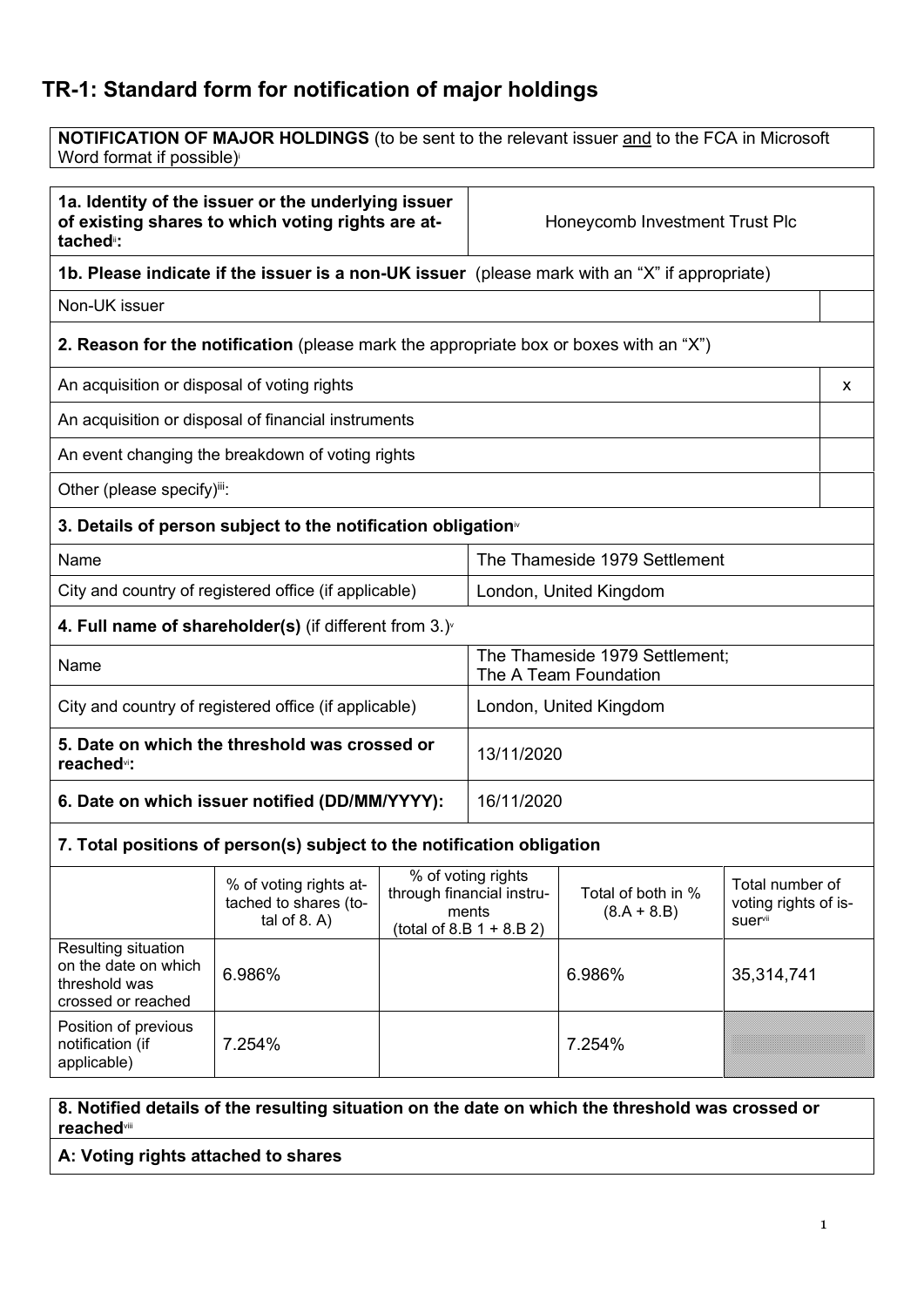## TR-1: Standard form for notification of major holdings

| **NOTIFICATION OF MAJOR HOLDINGS** (to be sent to the relevant issuer and to the FCA in Microsoft Word format if possible)[i] |
|---|

| **1a. Identity of the issuer or the underlying issuer of existing shares to which voting rights are attached**[ii]**:** | Honeycomb Investment Trust Plc |
|---|---|

| **1b. Please indicate if the issuer is a non-UK issuer** (please mark with an "X" if appropriate) | |
|---|---|
| Non-UK issuer | |

| **2. Reason for the notification** (please mark the appropriate box or boxes with an "X") | |
|---|---|
| An acquisition or disposal of voting rights | x |
| An acquisition or disposal of financial instruments | |
| An event changing the breakdown of voting rights | |
| Other (please specify)[iii]: | |

| **3. Details of person subject to the notification obligation**[iv] | |
|---|---|
| Name | The Thameside 1979 Settlement |
| City and country of registered office (if applicable) | London, United Kingdom |

| **4. Full name of shareholder(s)** (if different from 3.)[v] | |
|---|---|
| Name | The Thameside 1979 Settlement; The A Team Foundation |
| City and country of registered office (if applicable) | London, United Kingdom |

| **5. Date on which the threshold was crossed or reached**[vi]**:** | 13/11/2020 |
|---|---|
| **6. Date on which issuer notified (DD/MM/YYYY):** | 16/11/2020 |

**7. Total positions of person(s) subject to the notification obligation**

| | % of voting rights attached to shares (total of 8. A) | % of voting rights through financial instruments (total of 8.B 1 + 8.B 2) | Total of both in % (8.A + 8.B) | Total number of voting rights of issuer[vii] |
|---|---|---|---|---|
| Resulting situation on the date on which threshold was crossed or reached | 6.986% | | 6.986% | 35,314,741 |
| Position of previous notification (if applicable) | 7.254% | | 7.254% | |

**8. Notified details of the resulting situation on the date on which the threshold was crossed or reached**[viii]

**A: Voting rights attached to shares**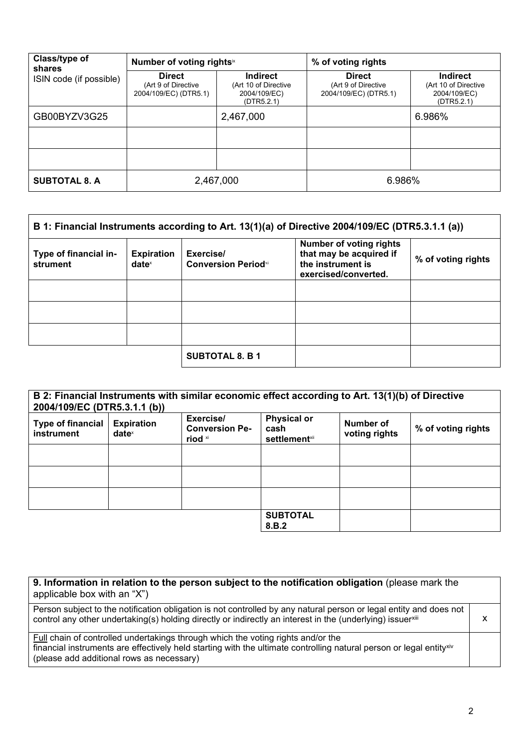| Class/type of shares ISIN code (if possible) | Number of voting rights[ix] | | % of voting rights | |
|---|---|---|---|---|
| | **Direct** (Art 9 of Directive 2004/109/EC) (DTR5.1) | **Indirect** (Art 10 of Directive 2004/109/EC) (DTR5.2.1) | **Direct** (Art 9 of Directive 2004/109/EC) (DTR5.1) | **Indirect** (Art 10 of Directive 2004/109/EC) (DTR5.2.1) |
| GB00BYZV3G25 | | 2,467,000 | | 6.986% |
| | | | | |
| | | | | |
| **SUBTOTAL 8. A** | 2,467,000 | | 6.986% | |

| B 1: Financial Instruments according to Art. 13(1)(a) of Directive 2004/109/EC (DTR5.3.1.1 (a)) | | | | |
|---|---|---|---|---|
| **Type of financial instrument** | **Expiration date**[x] | **Exercise/ Conversion Period**[xi] | **Number of voting rights that may be acquired if the instrument is exercised/converted.** | **% of voting rights** |
| | | | | |
| | | | | |
| | | | | |
| | | **SUBTOTAL 8. B 1** | | |

| B 2: Financial Instruments with similar economic effect according to Art. 13(1)(b) of Directive 2004/109/EC (DTR5.3.1.1 (b)) | | | | | |
|---|---|---|---|---|---|
| **Type of financial instrument** | **Expiration date**[x] | **Exercise/ Conversion Period** [xi] | **Physical or cash settlement**[xii] | **Number of voting rights** | **% of voting rights** |
| | | | | | |
| | | | | | |
| | | | | | |
| | | | **SUBTOTAL 8.B.2** | | |

| **9. Information in relation to the person subject to the notification obligation** (please mark the applicable box with an "X") | |
|---|---|
| Person subject to the notification obligation is not controlled by any natural person or legal entity and does not control any other undertaking(s) holding directly or indirectly an interest in the (underlying) issuer[xiii] | X |
| Full chain of controlled undertakings through which the voting rights and/or the financial instruments are effectively held starting with the ultimate controlling natural person or legal entity[xiv] (please add additional rows as necessary) | |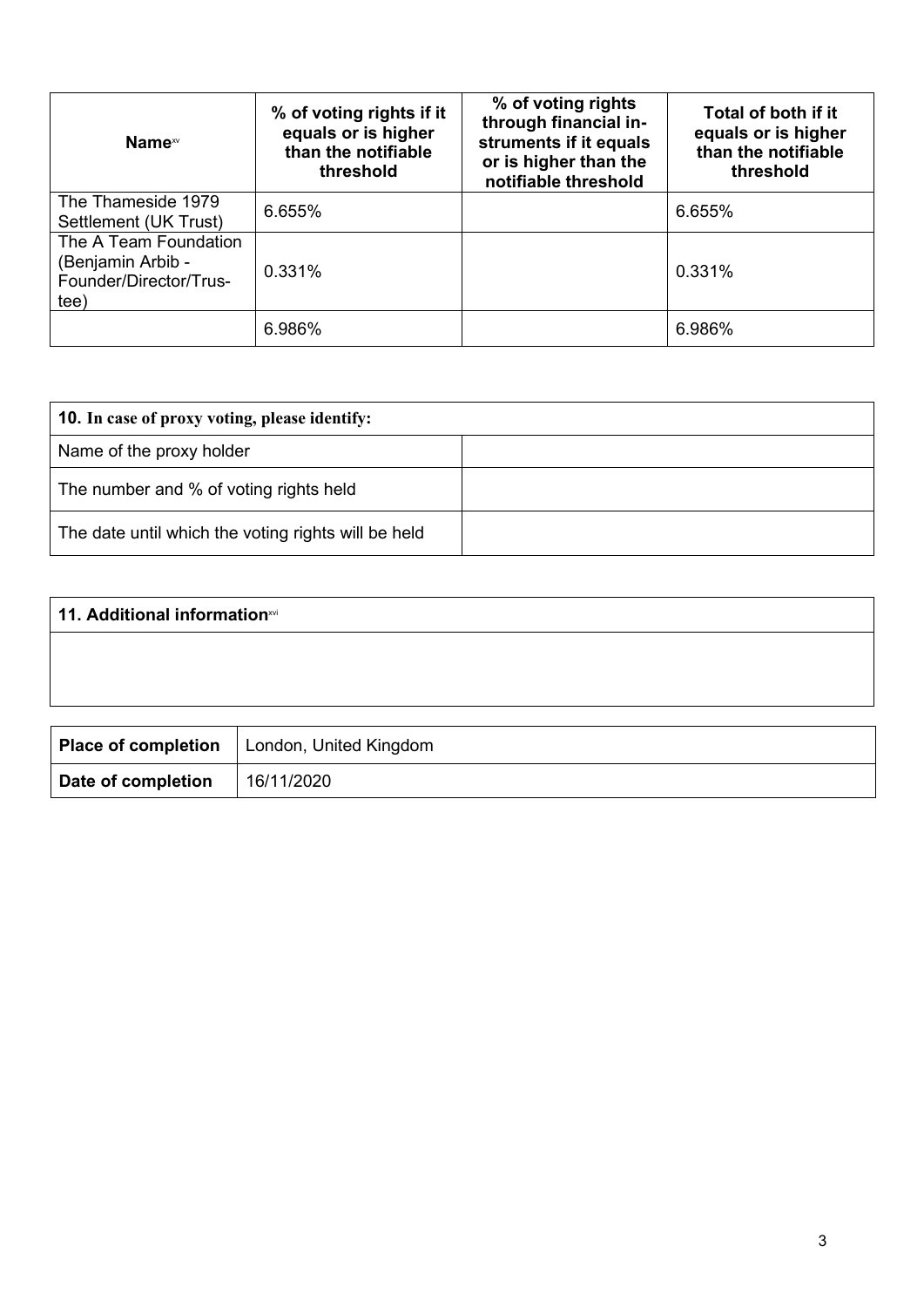| Name[xv] | % of voting rights if it equals or is higher than the notifiable threshold | % of voting rights through financial instruments if it equals or is higher than the notifiable threshold | Total of both if it equals or is higher than the notifiable threshold |
|---|---|---|---|
| The Thameside 1979 Settlement (UK Trust) | 6.655% | | 6.655% |
| The A Team Foundation (Benjamin Arbib - Founder/Director/Trustee) | 0.331% | | 0.331% |
| | 6.986% | | 6.986% |

| **10.** **In case of proxy voting, please identify:** | |
|---|---|
| Name of the proxy holder | |
| The number and % of voting rights held | |
| The date until which the voting rights will be held | |

| **11. Additional information**[xvi] |
|---|
| |

| | |
|---|---|
| **Place of completion** | London, United Kingdom |
| **Date of completion** | 16/11/2020 |